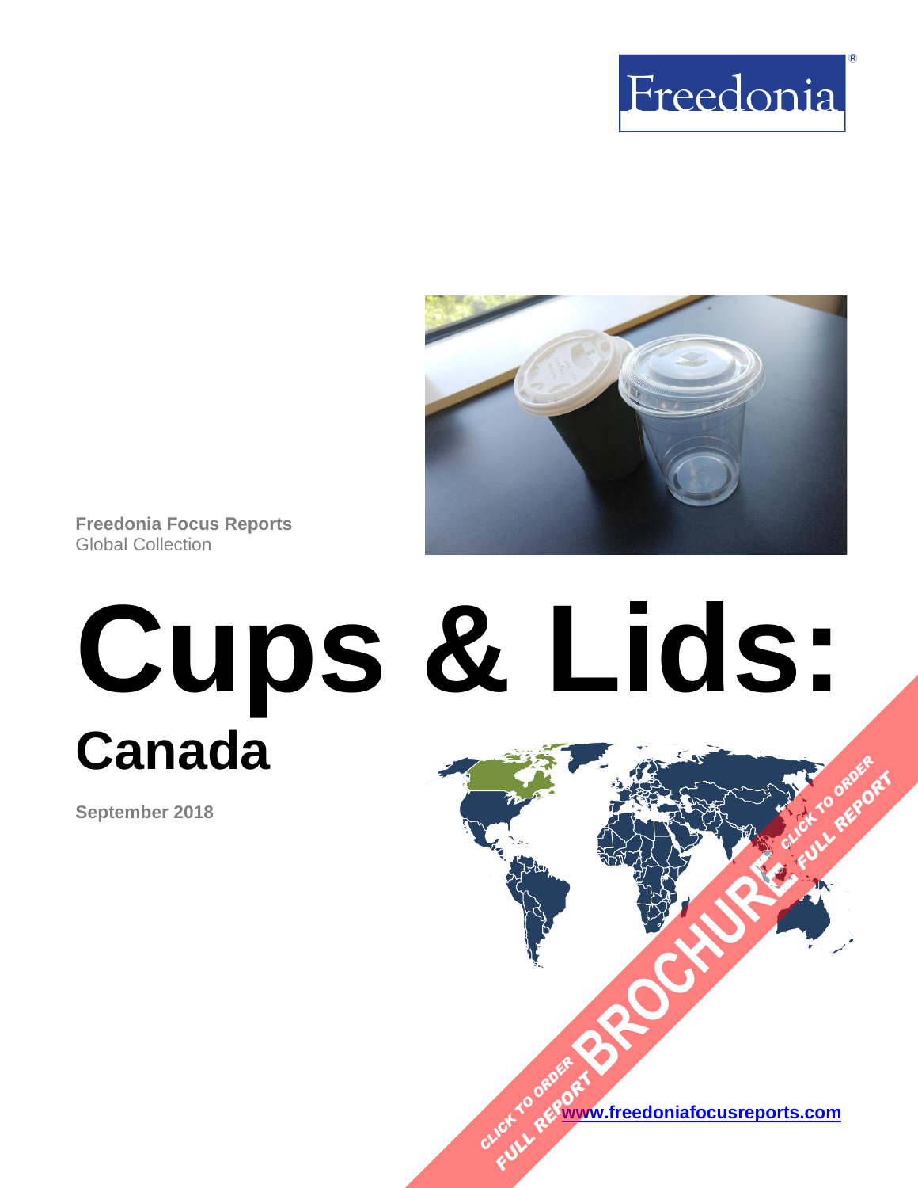Freedonia

Freedonia Focus Reports
Global Collection

# Cups & Lids:

## Canada

**September 2018**

CLICK TO ORDER FULL REPORT BROCHURE CLICK TO ORDER FULL REPORT

[www.freedoniafocusreports.com](http://www.freedoniafocusreports.com)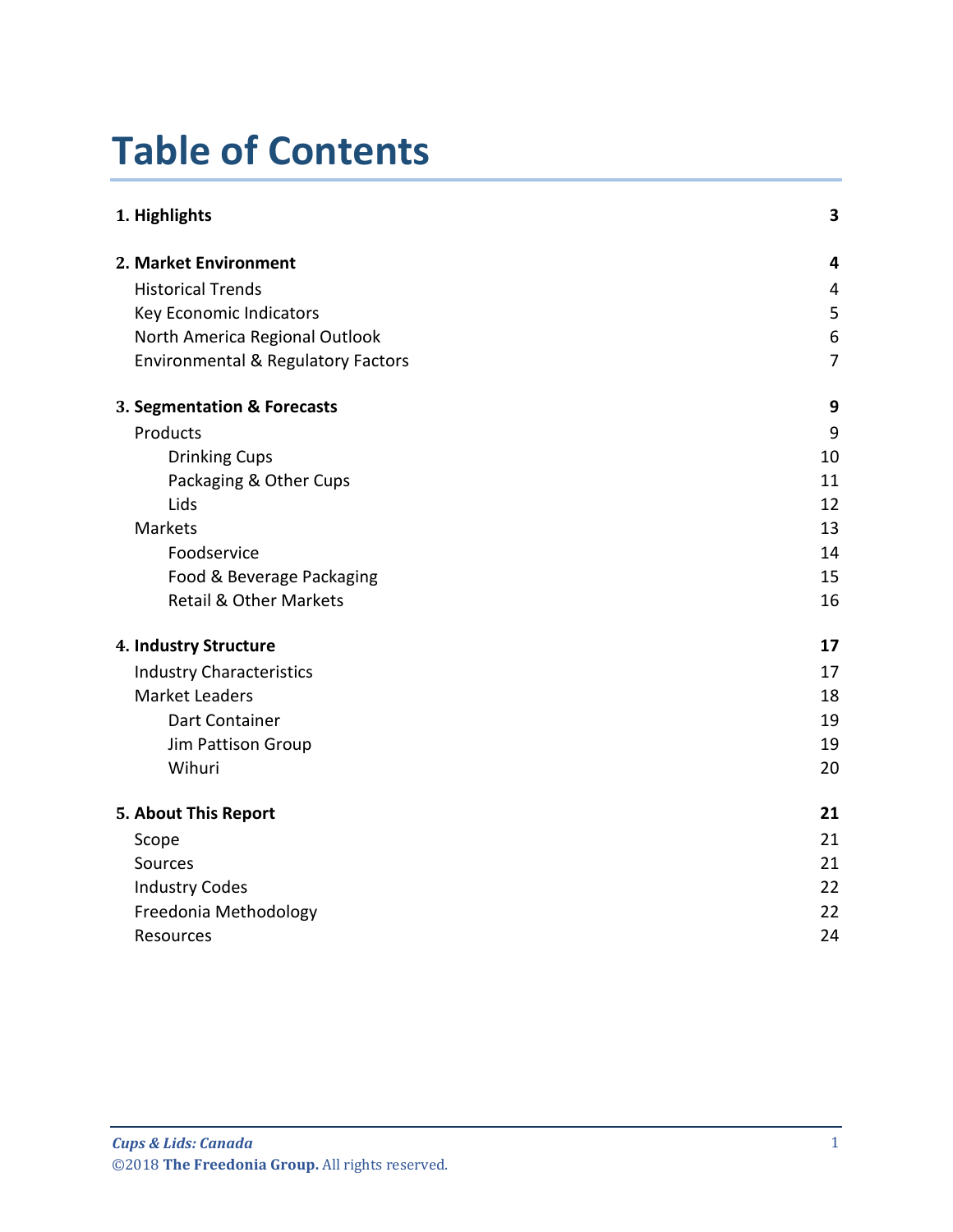# Table of Contents

| | |
|---|---|
| **1. Highlights** | **3** |
| **2. Market Environment** | **4** |
| Historical Trends | 4 |
| Key Economic Indicators | 5 |
| North America Regional Outlook | 6 |
| Environmental & Regulatory Factors | 7 |
| **3. Segmentation & Forecasts** | **9** |
| Products | 9 |
| Drinking Cups | 10 |
| Packaging & Other Cups | 11 |
| Lids | 12 |
| Markets | 13 |
| Foodservice | 14 |
| Food & Beverage Packaging | 15 |
| Retail & Other Markets | 16 |
| **4. Industry Structure** | **17** |
| Industry Characteristics | 17 |
| Market Leaders | 18 |
| Dart Container | 19 |
| Jim Pattison Group | 19 |
| Wihuri | 20 |
| **5. About This Report** | **21** |
| Scope | 21 |
| Sources | 21 |
| Industry Codes | 22 |
| Freedonia Methodology | 22 |
| Resources | 24 |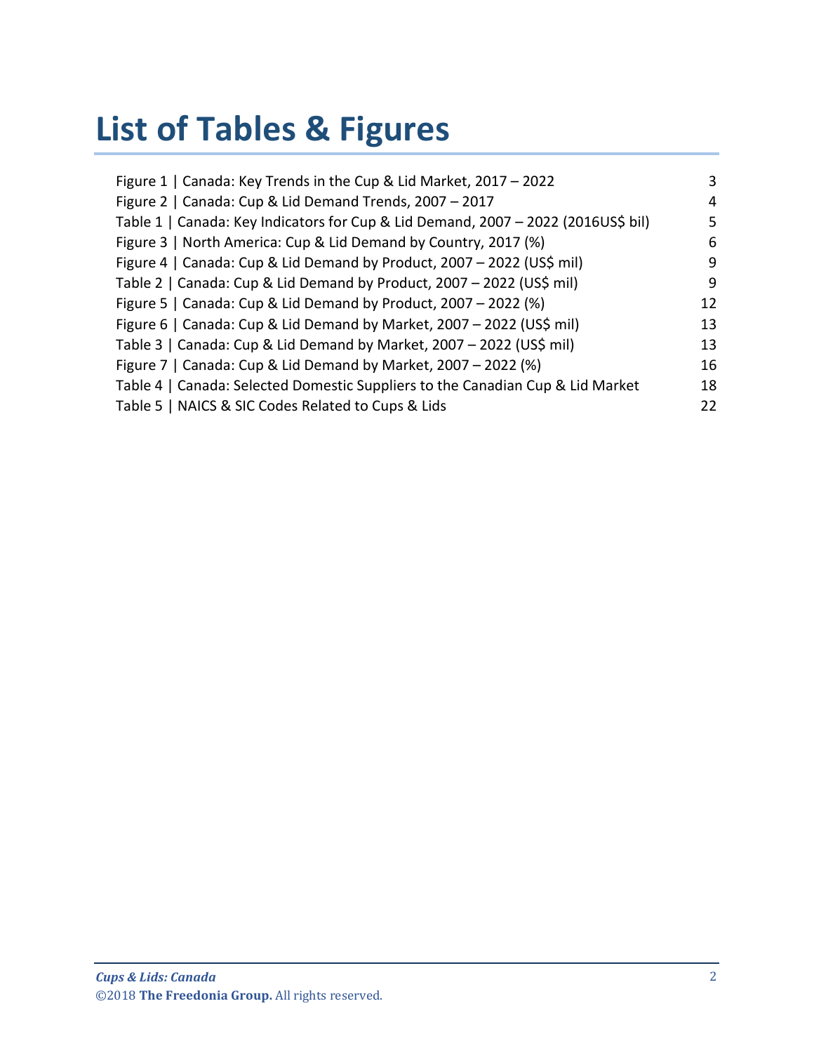# List of Tables & Figures

Figure 1 | Canada: Key Trends in the Cup & Lid Market, 2017 – 2022 3
Figure 2 | Canada: Cup & Lid Demand Trends, 2007 – 2017 4
Table 1 | Canada: Key Indicators for Cup & Lid Demand, 2007 – 2022 (2016US$ bil) 5
Figure 3 | North America: Cup & Lid Demand by Country, 2017 (%) 6
Figure 4 | Canada: Cup & Lid Demand by Product, 2007 – 2022 (US$ mil) 9
Table 2 | Canada: Cup & Lid Demand by Product, 2007 – 2022 (US$ mil) 9
Figure 5 | Canada: Cup & Lid Demand by Product, 2007 – 2022 (%) 12
Figure 6 | Canada: Cup & Lid Demand by Market, 2007 – 2022 (US$ mil) 13
Table 3 | Canada: Cup & Lid Demand by Market, 2007 – 2022 (US$ mil) 13
Figure 7 | Canada: Cup & Lid Demand by Market, 2007 – 2022 (%) 16
Table 4 | Canada: Selected Domestic Suppliers to the Canadian Cup & Lid Market 18
Table 5 | NAICS & SIC Codes Related to Cups & Lids 22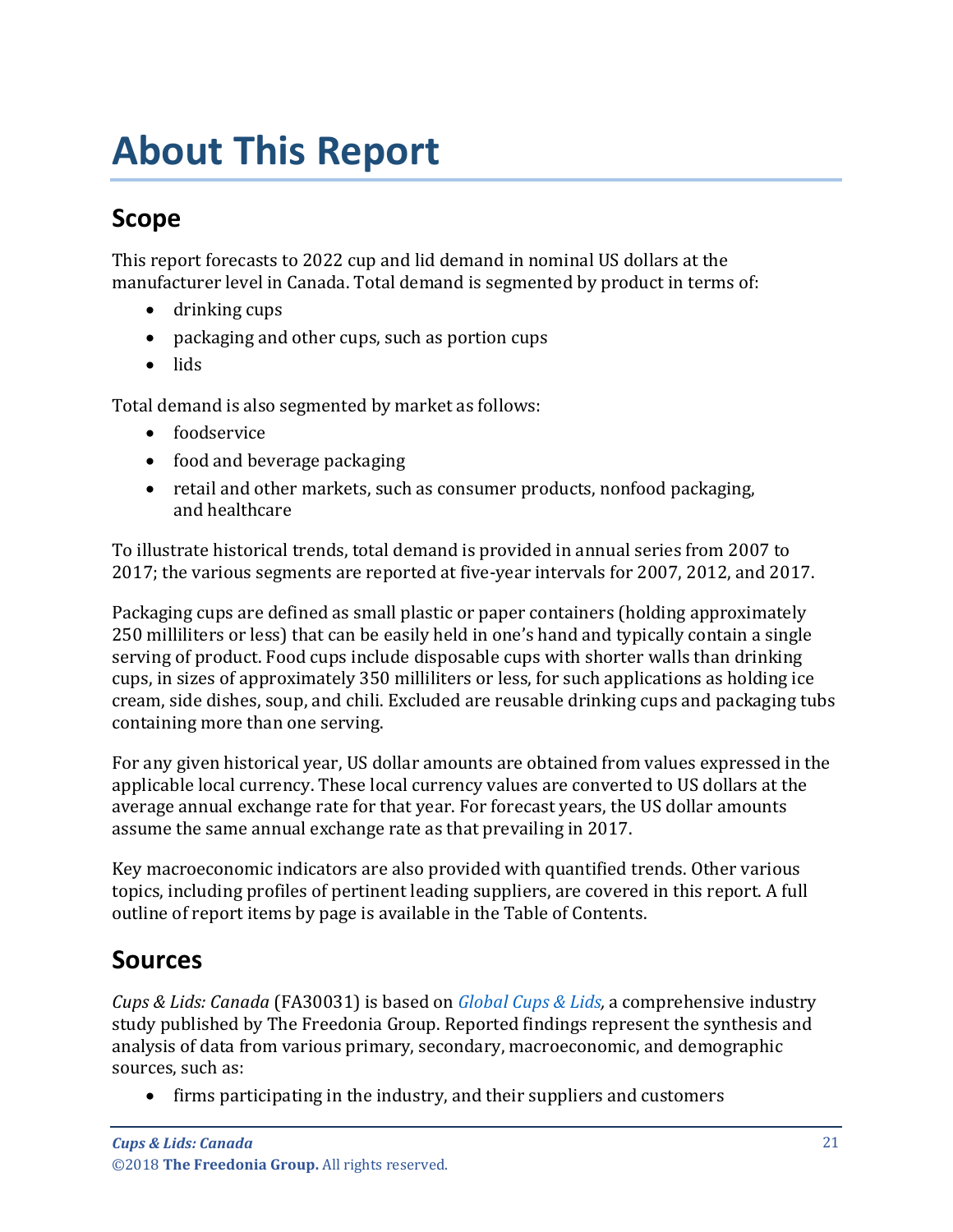# About This Report

## Scope

This report forecasts to 2022 cup and lid demand in nominal US dollars at the manufacturer level in Canada. Total demand is segmented by product in terms of:

- drinking cups
- packaging and other cups, such as portion cups
- lids

Total demand is also segmented by market as follows:

- foodservice
- food and beverage packaging
- retail and other markets, such as consumer products, nonfood packaging, and healthcare

To illustrate historical trends, total demand is provided in annual series from 2007 to 2017; the various segments are reported at five-year intervals for 2007, 2012, and 2017.

Packaging cups are defined as small plastic or paper containers (holding approximately 250 milliliters or less) that can be easily held in one's hand and typically contain a single serving of product. Food cups include disposable cups with shorter walls than drinking cups, in sizes of approximately 350 milliliters or less, for such applications as holding ice cream, side dishes, soup, and chili. Excluded are reusable drinking cups and packaging tubs containing more than one serving.

For any given historical year, US dollar amounts are obtained from values expressed in the applicable local currency. These local currency values are converted to US dollars at the average annual exchange rate for that year. For forecast years, the US dollar amounts assume the same annual exchange rate as that prevailing in 2017.

Key macroeconomic indicators are also provided with quantified trends. Other various topics, including profiles of pertinent leading suppliers, are covered in this report. A full outline of report items by page is available in the Table of Contents.

## Sources

*Cups & Lids: Canada* (FA30031) is based on *Global Cups & Lids,* a comprehensive industry study published by The Freedonia Group. Reported findings represent the synthesis and analysis of data from various primary, secondary, macroeconomic, and demographic sources, such as:

- firms participating in the industry, and their suppliers and customers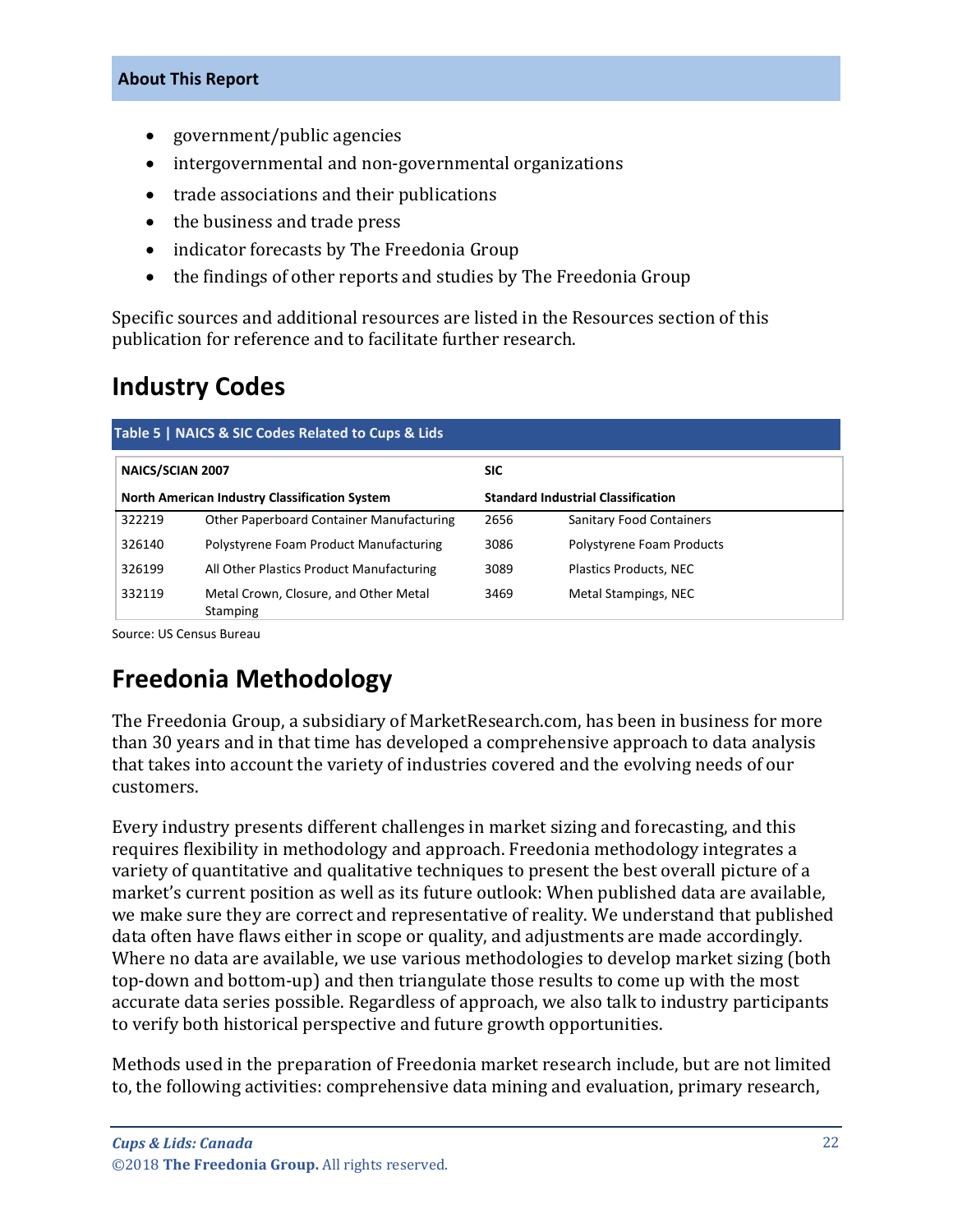- government/public agencies
- intergovernmental and non-governmental organizations
- trade associations and their publications
- the business and trade press
- indicator forecasts by The Freedonia Group
- the findings of other reports and studies by The Freedonia Group

Specific sources and additional resources are listed in the Resources section of this publication for reference and to facilitate further research.

## Industry Codes

**Table 5 | NAICS & SIC Codes Related to Cups & Lids**

| NAICS/SCIAN 2007 | | SIC | |
|---|---|---|---|
| **North American Industry Classification System** | | **Standard Industrial Classification** | |
| 322219 | Other Paperboard Container Manufacturing | 2656 | Sanitary Food Containers |
| 326140 | Polystyrene Foam Product Manufacturing | 3086 | Polystyrene Foam Products |
| 326199 | All Other Plastics Product Manufacturing | 3089 | Plastics Products, NEC |
| 332119 | Metal Crown, Closure, and Other Metal Stamping | 3469 | Metal Stampings, NEC |

Source: US Census Bureau

## Freedonia Methodology

The Freedonia Group, a subsidiary of MarketResearch.com, has been in business for more than 30 years and in that time has developed a comprehensive approach to data analysis that takes into account the variety of industries covered and the evolving needs of our customers.

Every industry presents different challenges in market sizing and forecasting, and this requires flexibility in methodology and approach. Freedonia methodology integrates a variety of quantitative and qualitative techniques to present the best overall picture of a market's current position as well as its future outlook: When published data are available, we make sure they are correct and representative of reality. We understand that published data often have flaws either in scope or quality, and adjustments are made accordingly. Where no data are available, we use various methodologies to develop market sizing (both top-down and bottom-up) and then triangulate those results to come up with the most accurate data series possible. Regardless of approach, we also talk to industry participants to verify both historical perspective and future growth opportunities.

Methods used in the preparation of Freedonia market research include, but are not limited to, the following activities: comprehensive data mining and evaluation, primary research,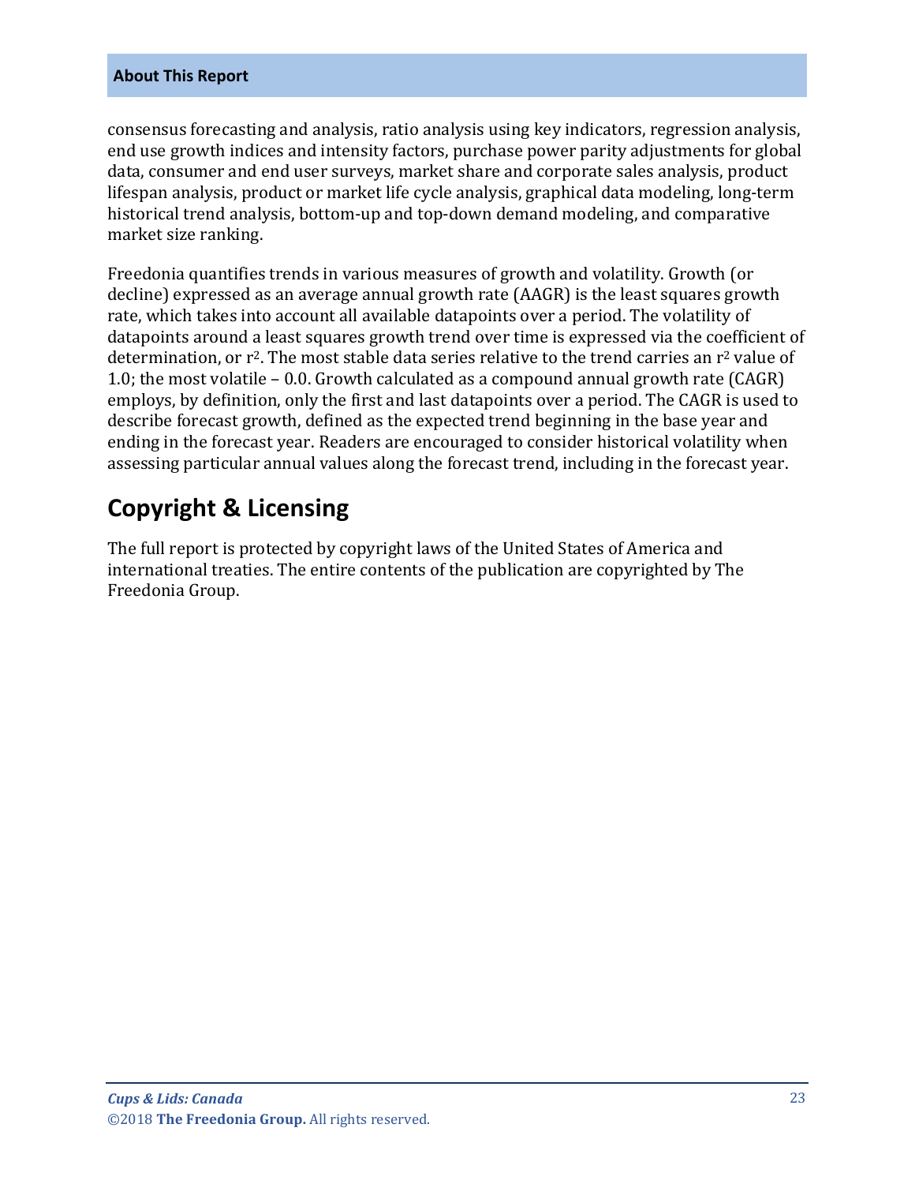consensus forecasting and analysis, ratio analysis using key indicators, regression analysis, end use growth indices and intensity factors, purchase power parity adjustments for global data, consumer and end user surveys, market share and corporate sales analysis, product lifespan analysis, product or market life cycle analysis, graphical data modeling, long-term historical trend analysis, bottom-up and top-down demand modeling, and comparative market size ranking.

Freedonia quantifies trends in various measures of growth and volatility. Growth (or decline) expressed as an average annual growth rate (AAGR) is the least squares growth rate, which takes into account all available datapoints over a period. The volatility of datapoints around a least squares growth trend over time is expressed via the coefficient of determination, or $r^2$. The most stable data series relative to the trend carries an $r^2$ value of 1.0; the most volatile – 0.0. Growth calculated as a compound annual growth rate (CAGR) employs, by definition, only the first and last datapoints over a period. The CAGR is used to describe forecast growth, defined as the expected trend beginning in the base year and ending in the forecast year. Readers are encouraged to consider historical volatility when assessing particular annual values along the forecast trend, including in the forecast year.

## Copyright & Licensing

The full report is protected by copyright laws of the United States of America and international treaties. The entire contents of the publication are copyrighted by The Freedonia Group.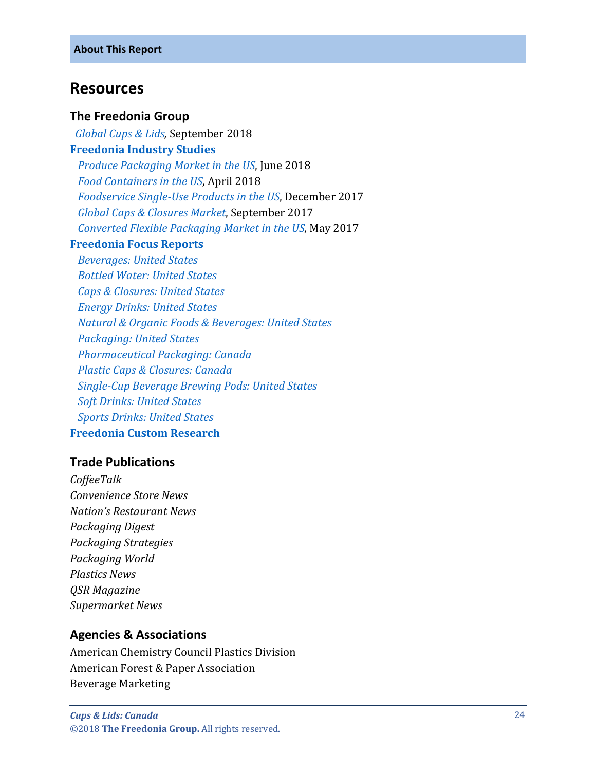## Resources

### The Freedonia Group

*Global Cups & Lids*, September 2018

**Freedonia Industry Studies**

- *Produce Packaging Market in the US*, June 2018
- *Food Containers in the US*, April 2018
- *Foodservice Single-Use Products in the US*, December 2017
- *Global Caps & Closures Market*, September 2017
- *Converted Flexible Packaging Market in the US*, May 2017

**Freedonia Focus Reports**

- *Beverages: United States*
- *Bottled Water: United States*
- *Caps & Closures: United States*
- *Energy Drinks: United States*
- *Natural & Organic Foods & Beverages: United States*
- *Packaging: United States*
- *Pharmaceutical Packaging: Canada*
- *Plastic Caps & Closures: Canada*
- *Single-Cup Beverage Brewing Pods: United States*
- *Soft Drinks: United States*
- *Sports Drinks: United States*

**Freedonia Custom Research**

### Trade Publications

*CoffeeTalk*
*Convenience Store News*
*Nation's Restaurant News*
*Packaging Digest*
*Packaging Strategies*
*Packaging World*
*Plastics News*
*QSR Magazine*
*Supermarket News*

### Agencies & Associations

American Chemistry Council Plastics Division
American Forest & Paper Association
Beverage Marketing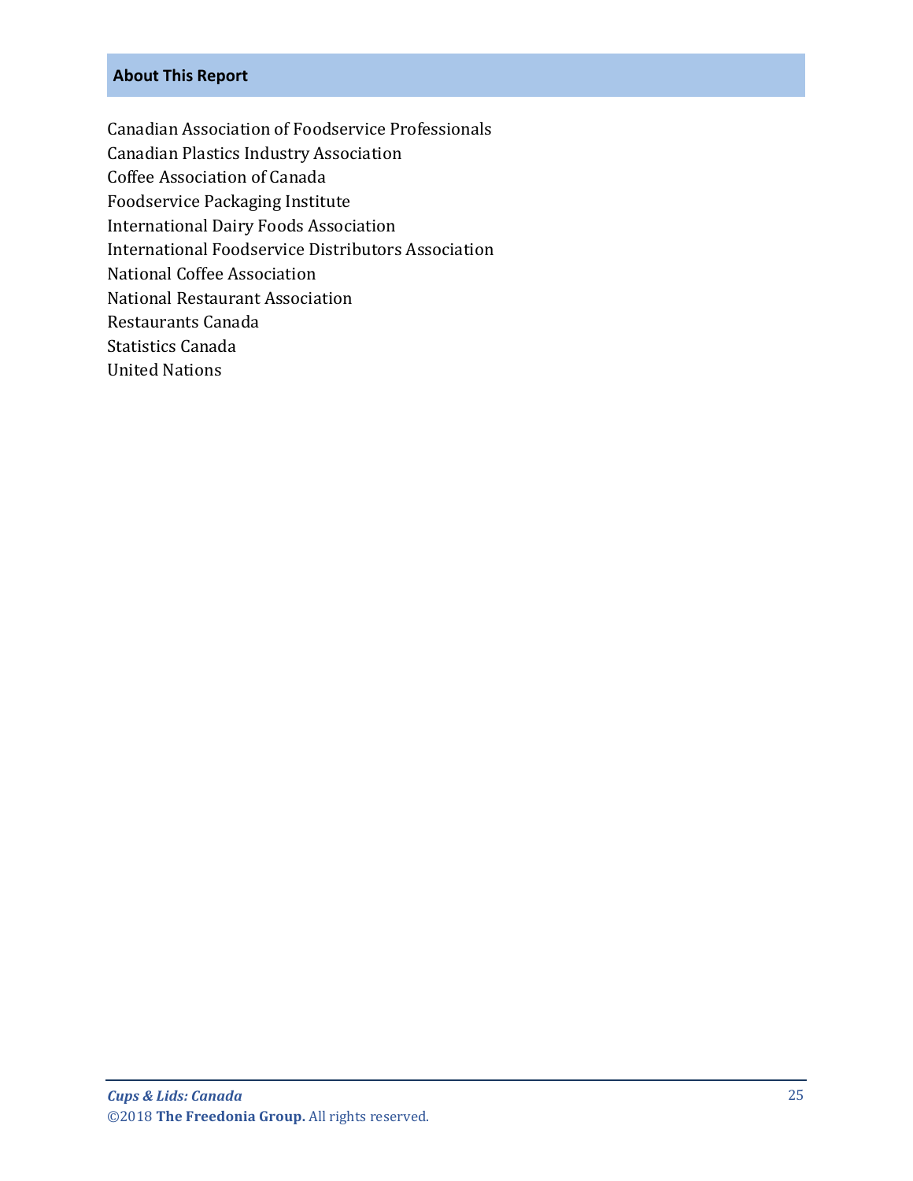## About This Report

Canadian Association of Foodservice Professionals
Canadian Plastics Industry Association
Coffee Association of Canada
Foodservice Packaging Institute
International Dairy Foods Association
International Foodservice Distributors Association
National Coffee Association
National Restaurant Association
Restaurants Canada
Statistics Canada
United Nations